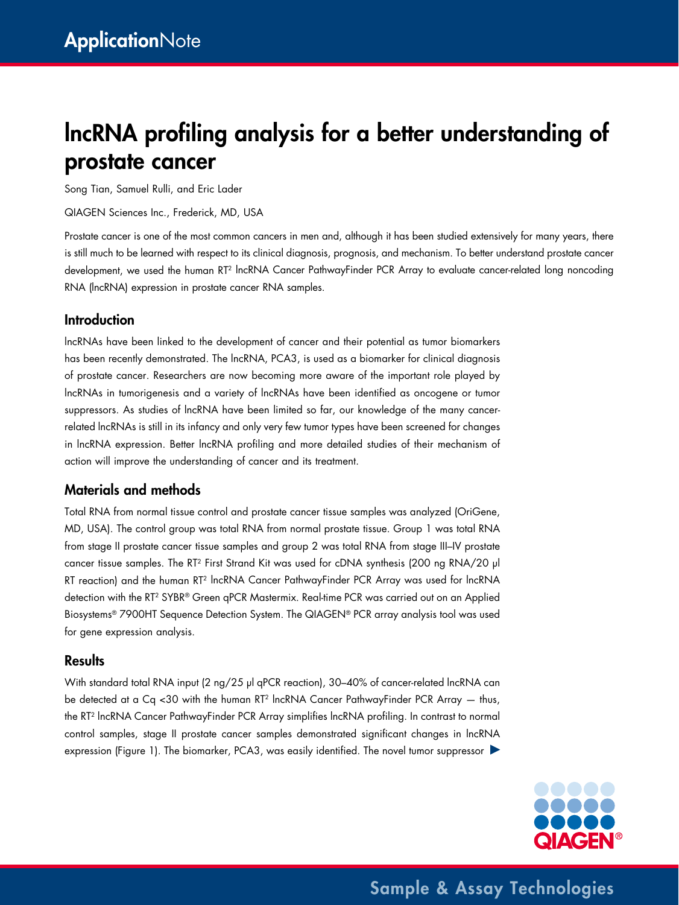# lncRNA profiling analysis for a better understanding of prostate cancer

Song Tian, Samuel Rulli, and Eric Lader

QIAGEN Sciences Inc., Frederick, MD, USA

Prostate cancer is one of the most common cancers in men and, although it has been studied extensively for many years, there is still much to be learned with respect to its clinical diagnosis, prognosis, and mechanism. To better understand prostate cancer development, we used the human RT² lncRNA Cancer PathwayFinder PCR Array to evaluate cancer-related long noncoding RNA (lncRNA) expression in prostate cancer RNA samples.

## Introduction

lncRNAs have been linked to the development of cancer and their potential as tumor biomarkers has been recently demonstrated. The lncRNA, PCA3, is used as a biomarker for clinical diagnosis of prostate cancer. Researchers are now becoming more aware of the important role played by lncRNAs in tumorigenesis and a variety of lncRNAs have been identified as oncogene or tumor suppressors. As studies of lncRNA have been limited so far, our knowledge of the many cancer-related lncRNAs is still in its infancy and only very few tumor types have been screened for changes in lncRNA expression. Better lncRNA profiling and more detailed studies of their mechanism of action will improve the understanding of cancer and its treatment.

## Materials and methods

Total RNA from normal tissue control and prostate cancer tissue samples was analyzed (OriGene, MD, USA). The control group was total RNA from normal prostate tissue. Group 1 was total RNA from stage II prostate cancer tissue samples and group 2 was total RNA from stage III–IV prostate cancer tissue samples. The RT² First Strand Kit was used for cDNA synthesis (200 ng RNA/20 µl RT reaction) and the human RT² lncRNA Cancer PathwayFinder PCR Array was used for lncRNA detection with the RT² SYBR® Green qPCR Mastermix. Real-time PCR was carried out on an Applied Biosystems® 7900HT Sequence Detection System. The QIAGEN® PCR array analysis tool was used for gene expression analysis.

## Results

With standard total RNA input (2 ng/25 µl qPCR reaction), 30–40% of cancer-related lncRNA can be detected at a Cq <30 with the human RT² lncRNA Cancer PathwayFinder PCR Array — thus, the RT² lncRNA Cancer PathwayFinder PCR Array simplifies lncRNA profiling. In contrast to normal control samples, stage II prostate cancer samples demonstrated significant changes in lncRNA expression (Figure 1). The biomarker, PCA3, was easily identified. The novel tumor suppressor ▶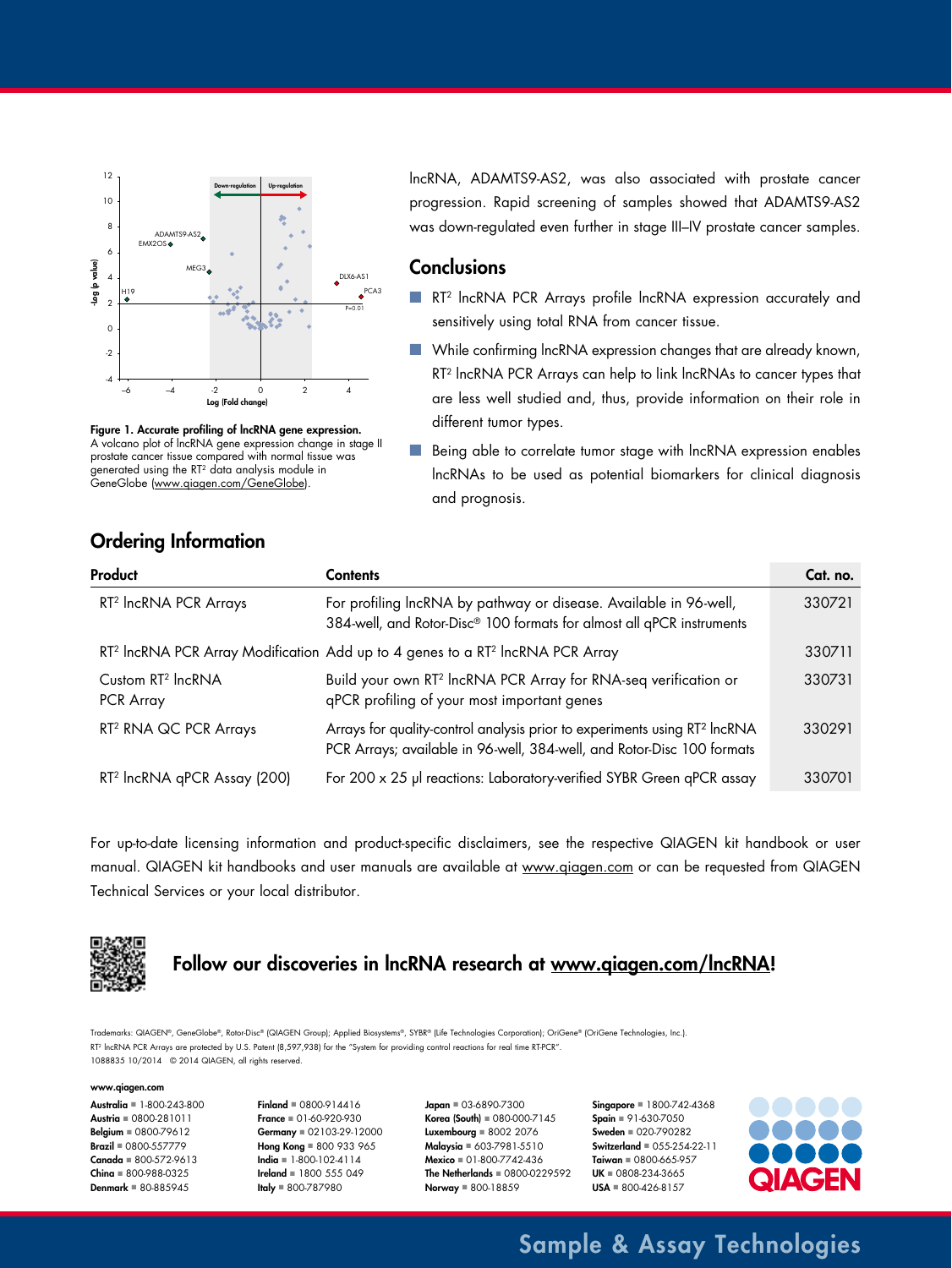12
10
8
6
4
2
0
-2
-4

Down-regulation
Up-regulation

ADAMTS9-AS2
EMX2OS
MEG3
H19
DLX6-AS1
PCA3
P=0.01

-Log (p value)

–6 –4 -2 0 2 4
Log (Fold change)

**Figure 1. Accurate profiling of lncRNA gene expression.** A volcano plot of lncRNA gene expression change in stage II prostate cancer tissue compared with normal tissue was generated using the RT² data analysis module in GeneGlobe (www.qiagen.com/GeneGlobe).

lncRNA, ADAMTS9-AS2, was also associated with prostate cancer progression. Rapid screening of samples showed that ADAMTS9-AS2 was down-regulated even further in stage III–IV prostate cancer samples.

## Conclusions

- RT² lncRNA PCR Arrays profile lncRNA expression accurately and sensitively using total RNA from cancer tissue.
- While confirming lncRNA expression changes that are already known, RT² lncRNA PCR Arrays can help to link lncRNAs to cancer types that are less well studied and, thus, provide information on their role in different tumor types.
- Being able to correlate tumor stage with lncRNA expression enables lncRNAs to be used as potential biomarkers for clinical diagnosis and prognosis.

## Ordering Information

| Product | Contents | Cat. no. |
|---|---|---|
| RT² lncRNA PCR Arrays | For profiling lncRNA by pathway or disease. Available in 96-well, 384-well, and Rotor-Disc® 100 formats for almost all qPCR instruments | 330721 |
| RT² lncRNA PCR Array Modification | Add up to 4 genes to a RT² lncRNA PCR Array | 330711 |
| Custom RT² lncRNA PCR Array | Build your own RT² lncRNA PCR Array for RNA-seq verification or qPCR profiling of your most important genes | 330731 |
| RT² RNA QC PCR Arrays | Arrays for quality-control analysis prior to experiments using RT² lncRNA PCR Arrays; available in 96-well, 384-well, and Rotor-Disc 100 formats | 330291 |
| RT² lncRNA qPCR Assay (200) | For 200 x 25 µl reactions: Laboratory-verified SYBR Green qPCR assay | 330701 |

For up-to-date licensing information and product-specific disclaimers, see the respective QIAGEN kit handbook or user manual. QIAGEN kit handbooks and user manuals are available at www.qiagen.com or can be requested from QIAGEN Technical Services or your local distributor.

**Follow our discoveries in lncRNA research at www.qiagen.com/lncRNA!**

Trademarks: QIAGEN®, GeneGlobe®, Rotor-Disc® (QIAGEN Group); Applied Biosystems®, SYBR® (Life Technologies Corporation); OriGene® (OriGene Technologies, Inc.).
RT² lncRNA PCR Arrays are protected by U.S. Patent (8,597,938) for the "System for providing control reactions for real time RT-PCR".
1088835 10/2014 © 2014 QIAGEN, all rights reserved.

www.qiagen.com

**Australia** ■ 1-800-243-800
**Austria** ■ 0800-281011
**Belgium** ■ 0800-79612
**Brazil** ■ 0800-557779
**Canada** ■ 800-572-9613
**China** ■ 800-988-0325
**Denmark** ■ 80-885945
**Finland** ■ 0800-914416
**France** ■ 01-60-920-930
**Germany** ■ 02103-29-12000
**Hong Kong** ■ 800 933 965
**India** ■ 1-800-102-4114
**Ireland** ■ 1800 555 049
**Italy** ■ 800-787980
**Japan** ■ 03-6890-7300
**Korea (South)** ■ 080-000-7145
**Luxembourg** ■ 8002 2076
**Malaysia** ■ 603-7981-5510
**Mexico** ■ 01-800-7742-436
**The Netherlands** ■ 0800-0229592
**Norway** ■ 800-18859
**Singapore** ■ 1800-742-4368
**Spain** ■ 91-630-7050
**Sweden** ■ 020-790282
**Switzerland** ■ 055-254-22-11
**Taiwan** ■ 0800-665-957
**UK** ■ 0808-234-3665
**USA** ■ 800-426-8157

QIAGEN

Sample & Assay Technologies